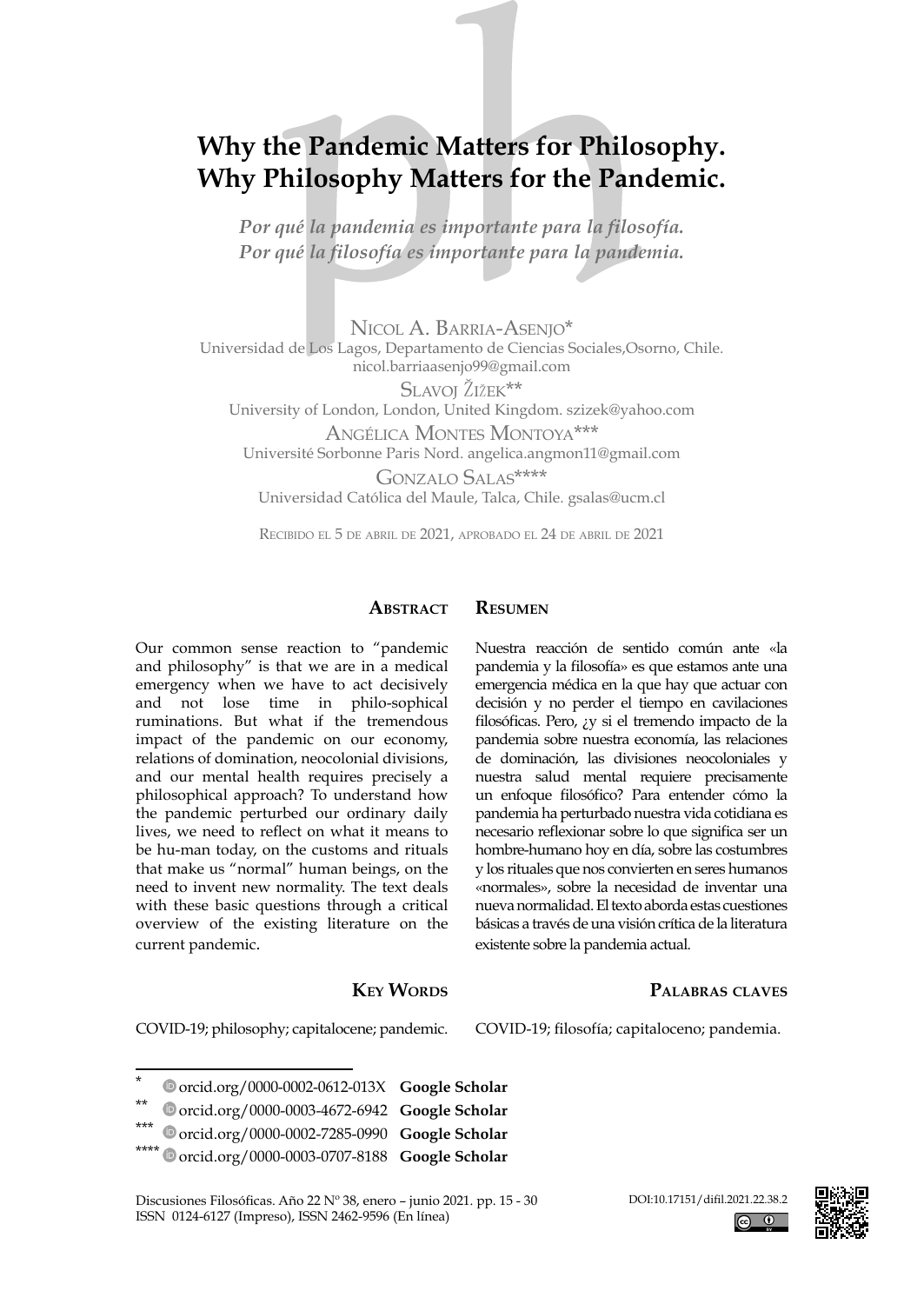# Why the Pandemic Matters for Philosophy. Why Philosophy Matters for the Pandemic.

*Por qué la pandemia es importante para la filosofía. Por qué la filosofía es importante para la pandemia.*

Nicol A. Barria-Asenjo*
Universidad de Los Lagos, Departamento de Ciencias Sociales,Osorno, Chile. nicol.barriaasenjo99@gmail.com

Slavoj Žižek**
University of London, London, United Kingdom. szizek@yahoo.com

Angélica Montes Montoya***
Université Sorbonne Paris Nord. angelica.angmon11@gmail.com

Gonzalo Salas****
Universidad Católica del Maule, Talca, Chile. gsalas@ucm.cl

Recibido el 5 de abril de 2021, aprobado el 24 de abril de 2021

## Abstract

Our common sense reaction to "pandemic and philosophy" is that we are in a medical emergency when we have to act decisively and not lose time in philo-sophical ruminations. But what if the tremendous impact of the pandemic on our economy, relations of domination, neocolonial divisions, and our mental health requires precisely a philosophical approach? To understand how the pandemic perturbed our ordinary daily lives, we need to reflect on what it means to be hu-man today, on the customs and rituals that make us "normal" human beings, on the need to invent new normality. The text deals with these basic questions through a critical overview of the existing literature on the current pandemic.

## Key Words

COVID-19; philosophy; capitalocene; pandemic.

## Resumen

Nuestra reacción de sentido común ante «la pandemia y la filosofía» es que estamos ante una emergencia médica en la que hay que actuar con decisión y no perder el tiempo en cavilaciones filosóficas. Pero, ¿y si el tremendo impacto de la pandemia sobre nuestra economía, las relaciones de dominación, las divisiones neocoloniales y nuestra salud mental requiere precisamente un enfoque filosófico? Para entender cómo la pandemia ha perturbado nuestra vida cotidiana es necesario reflexionar sobre lo que significa ser un hombre-humano hoy en día, sobre las costumbres y los rituales que nos convierten en seres humanos «normales», sobre la necesidad de inventar una nueva normalidad. El texto aborda estas cuestiones básicas a través de una visión crítica de la literatura existente sobre la pandemia actual.

## Palabras claves

COVID-19; filosofía; capitaloceno; pandemia.

---

\* orcid.org/0000-0002-0612-013X **Google Scholar**

\** orcid.org/0000-0003-4672-6942 **Google Scholar**

\*** orcid.org/0000-0002-7285-0990 **Google Scholar**

\**** orcid.org/0000-0003-0707-8188 **Google Scholar**

Discusiones Filosóficas. Año 22 Nº 38, enero – junio 2021. pp. 15 - 30
ISSN 0124-6127 (Impreso), ISSN 2462-9596 (En línea)

DOI:10.17151/difil.2021.22.38.2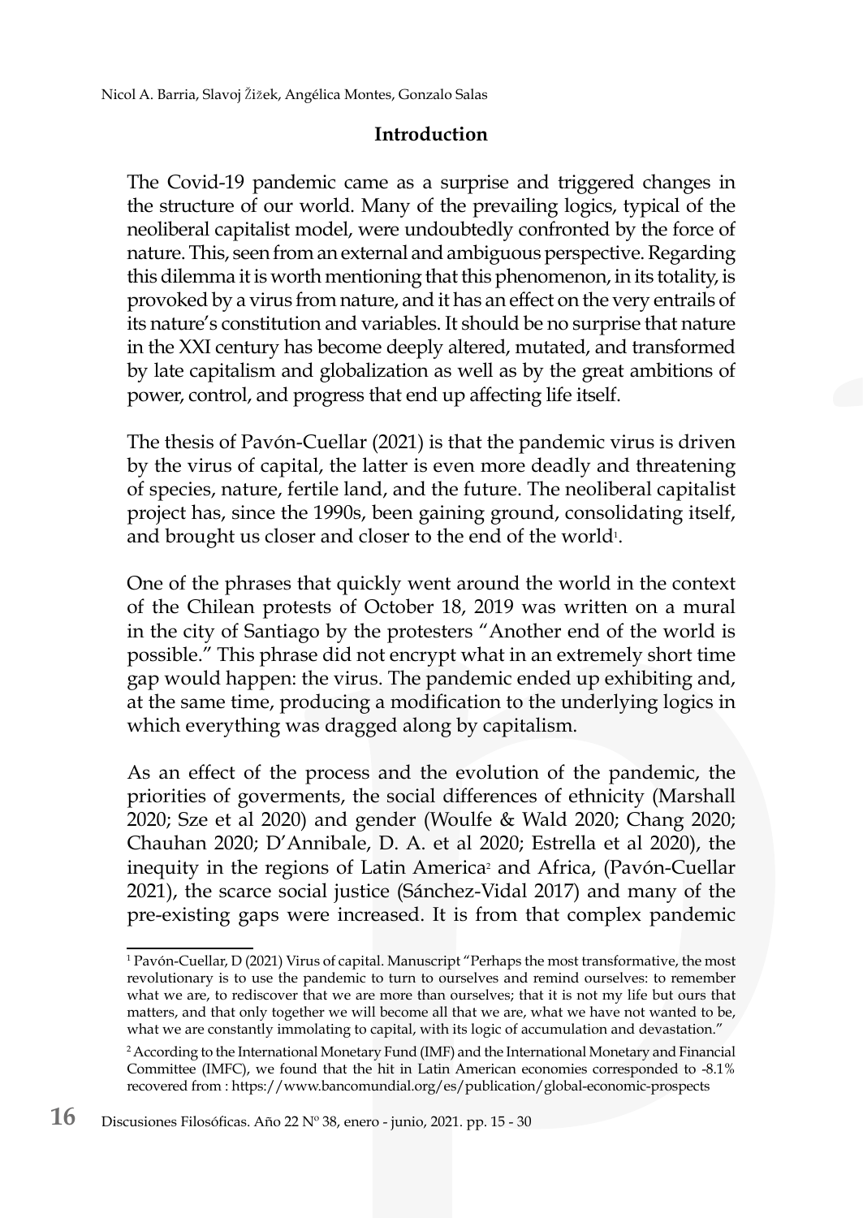## Introduction

The Covid-19 pandemic came as a surprise and triggered changes in the structure of our world. Many of the prevailing logics, typical of the neoliberal capitalist model, were undoubtedly confronted by the force of nature. This, seen from an external and ambiguous perspective. Regarding this dilemma it is worth mentioning that this phenomenon, in its totality, is provoked by a virus from nature, and it has an effect on the very entrails of its nature's constitution and variables. It should be no surprise that nature in the XXI century has become deeply altered, mutated, and transformed by late capitalism and globalization as well as by the great ambitions of power, control, and progress that end up affecting life itself.

The thesis of Pavón-Cuellar (2021) is that the pandemic virus is driven by the virus of capital, the latter is even more deadly and threatening of species, nature, fertile land, and the future. The neoliberal capitalist project has, since the 1990s, been gaining ground, consolidating itself, and brought us closer and closer to the end of the world[1].

One of the phrases that quickly went around the world in the context of the Chilean protests of October 18, 2019 was written on a mural in the city of Santiago by the protesters "Another end of the world is possible." This phrase did not encrypt what in an extremely short time gap would happen: the virus. The pandemic ended up exhibiting and, at the same time, producing a modification to the underlying logics in which everything was dragged along by capitalism.

As an effect of the process and the evolution of the pandemic, the priorities of goverments, the social differences of ethnicity (Marshall 2020; Sze et al 2020) and gender (Woulfe & Wald 2020; Chang 2020; Chauhan 2020; D'Annibale, D. A. et al 2020; Estrella et al 2020), the inequity in the regions of Latin America[2] and Africa, (Pavón-Cuellar 2021), the scarce social justice (Sánchez-Vidal 2017) and many of the pre-existing gaps were increased. It is from that complex pandemic

[1] Pavón-Cuellar, D (2021) Virus of capital. Manuscript "Perhaps the most transformative, the most revolutionary is to use the pandemic to turn to ourselves and remind ourselves: to remember what we are, to rediscover that we are more than ourselves; that it is not my life but ours that matters, and that only together we will become all that we are, what we have not wanted to be, what we are constantly immolating to capital, with its logic of accumulation and devastation."

[2] According to the International Monetary Fund (IMF) and the International Monetary and Financial Committee (IMFC), we found that the hit in Latin American economies corresponded to -8.1% recovered from : https://www.bancomundial.org/es/publication/global-economic-prospects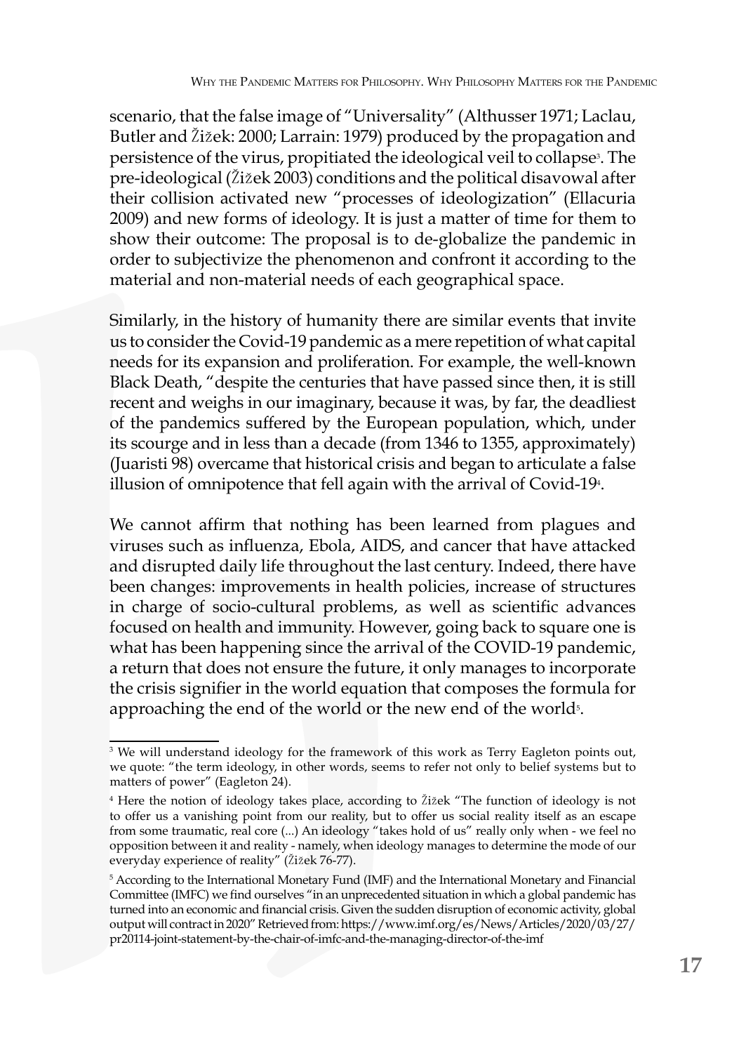scenario, that the false image of "Universality" (Althusser 1971; Laclau, Butler and Žižek: 2000; Larrain: 1979) produced by the propagation and persistence of the virus, propitiated the ideological veil to collapse[3]. The pre-ideological (Žižek 2003) conditions and the political disavowal after their collision activated new "processes of ideologization" (Ellacuria 2009) and new forms of ideology. It is just a matter of time for them to show their outcome: The proposal is to de-globalize the pandemic in order to subjectivize the phenomenon and confront it according to the material and non-material needs of each geographical space.

Similarly, in the history of humanity there are similar events that invite us to consider the Covid-19 pandemic as a mere repetition of what capital needs for its expansion and proliferation. For example, the well-known Black Death, "despite the centuries that have passed since then, it is still recent and weighs in our imaginary, because it was, by far, the deadliest of the pandemics suffered by the European population, which, under its scourge and in less than a decade (from 1346 to 1355, approximately) (Juaristi 98) overcame that historical crisis and began to articulate a false illusion of omnipotence that fell again with the arrival of Covid-19[4].

We cannot affirm that nothing has been learned from plagues and viruses such as influenza, Ebola, AIDS, and cancer that have attacked and disrupted daily life throughout the last century. Indeed, there have been changes: improvements in health policies, increase of structures in charge of socio-cultural problems, as well as scientific advances focused on health and immunity. However, going back to square one is what has been happening since the arrival of the COVID-19 pandemic, a return that does not ensure the future, it only manages to incorporate the crisis signifier in the world equation that composes the formula for approaching the end of the world or the new end of the world[5].

---

[3] We will understand ideology for the framework of this work as Terry Eagleton points out, we quote: "the term ideology, in other words, seems to refer not only to belief systems but to matters of power" (Eagleton 24).

[4] Here the notion of ideology takes place, according to Žižek "The function of ideology is not to offer us a vanishing point from our reality, but to offer us social reality itself as an escape from some traumatic, real core (...) An ideology "takes hold of us" really only when - we feel no opposition between it and reality - namely, when ideology manages to determine the mode of our everyday experience of reality" (Žižek 76-77).

[5] According to the International Monetary Fund (IMF) and the International Monetary and Financial Committee (IMFC) we find ourselves "in an unprecedented situation in which a global pandemic has turned into an economic and financial crisis. Given the sudden disruption of economic activity, global output will contract in 2020" Retrieved from: https://www.imf.org/es/News/Articles/2020/03/27/pr20114-joint-statement-by-the-chair-of-imfc-and-the-managing-director-of-the-imf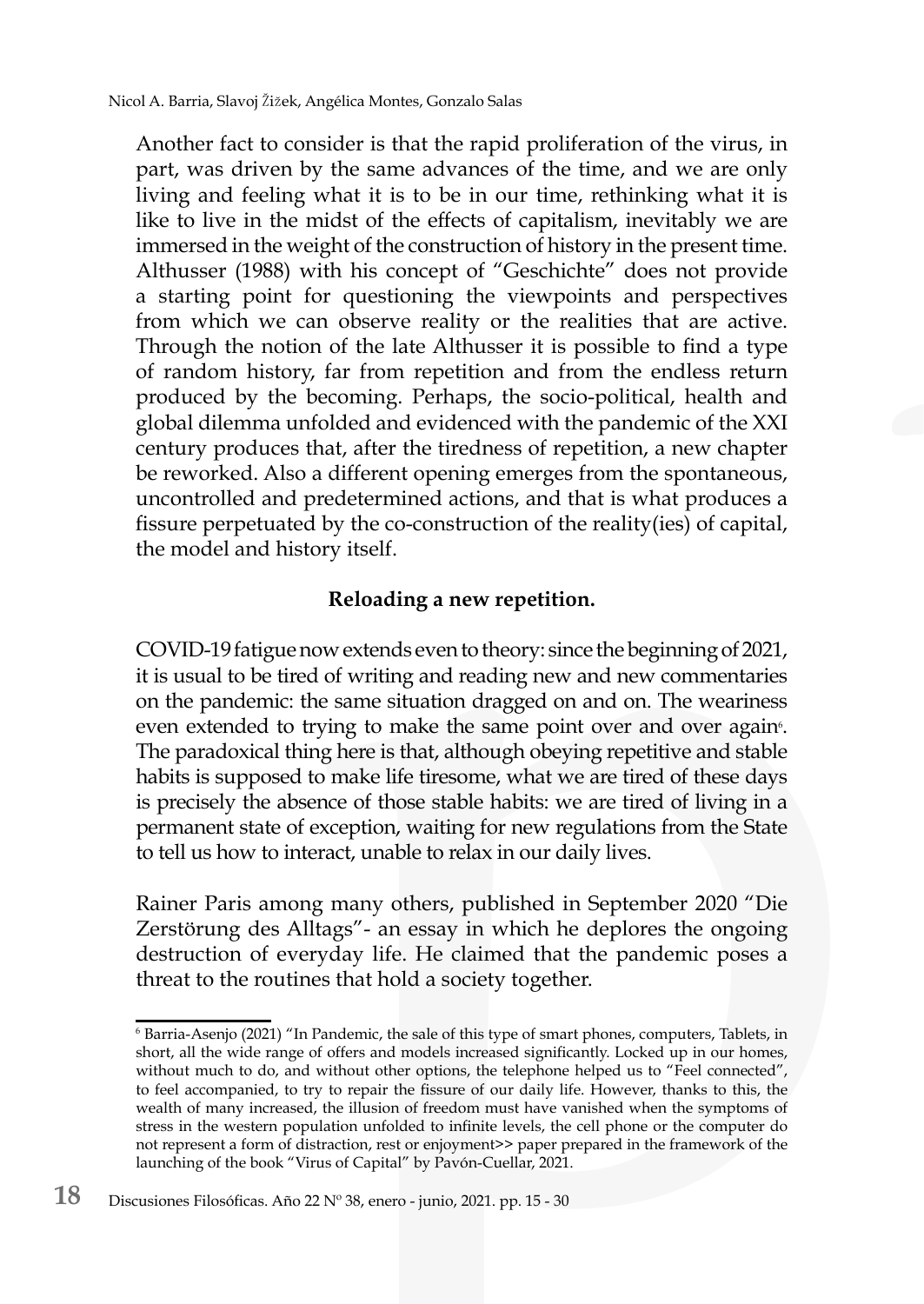Another fact to consider is that the rapid proliferation of the virus, in part, was driven by the same advances of the time, and we are only living and feeling what it is to be in our time, rethinking what it is like to live in the midst of the effects of capitalism, inevitably we are immersed in the weight of the construction of history in the present time. Althusser (1988) with his concept of "Geschichte" does not provide a starting point for questioning the viewpoints and perspectives from which we can observe reality or the realities that are active. Through the notion of the late Althusser it is possible to find a type of random history, far from repetition and from the endless return produced by the becoming. Perhaps, the socio-political, health and global dilemma unfolded and evidenced with the pandemic of the XXI century produces that, after the tiredness of repetition, a new chapter be reworked. Also a different opening emerges from the spontaneous, uncontrolled and predetermined actions, and that is what produces a fissure perpetuated by the co-construction of the reality(ies) of capital, the model and history itself.

### Reloading a new repetition.

COVID-19 fatigue now extends even to theory: since the beginning of 2021, it is usual to be tired of writing and reading new and new commentaries on the pandemic: the same situation dragged on and on. The weariness even extended to trying to make the same point over and over again[6]. The paradoxical thing here is that, although obeying repetitive and stable habits is supposed to make life tiresome, what we are tired of these days is precisely the absence of those stable habits: we are tired of living in a permanent state of exception, waiting for new regulations from the State to tell us how to interact, unable to relax in our daily lives.

Rainer Paris among many others, published in September 2020 "Die Zerstörung des Alltags"- an essay in which he deplores the ongoing destruction of everyday life. He claimed that the pandemic poses a threat to the routines that hold a society together.

---

[6] Barria-Asenjo (2021) "In Pandemic, the sale of this type of smart phones, computers, Tablets, in short, all the wide range of offers and models increased significantly. Locked up in our homes, without much to do, and without other options, the telephone helped us to "Feel connected", to feel accompanied, to try to repair the fissure of our daily life. However, thanks to this, the wealth of many increased, the illusion of freedom must have vanished when the symptoms of stress in the western population unfolded to infinite levels, the cell phone or the computer do not represent a form of distraction, rest or enjoyment>> paper prepared in the framework of the launching of the book "Virus of Capital" by Pavón-Cuellar, 2021.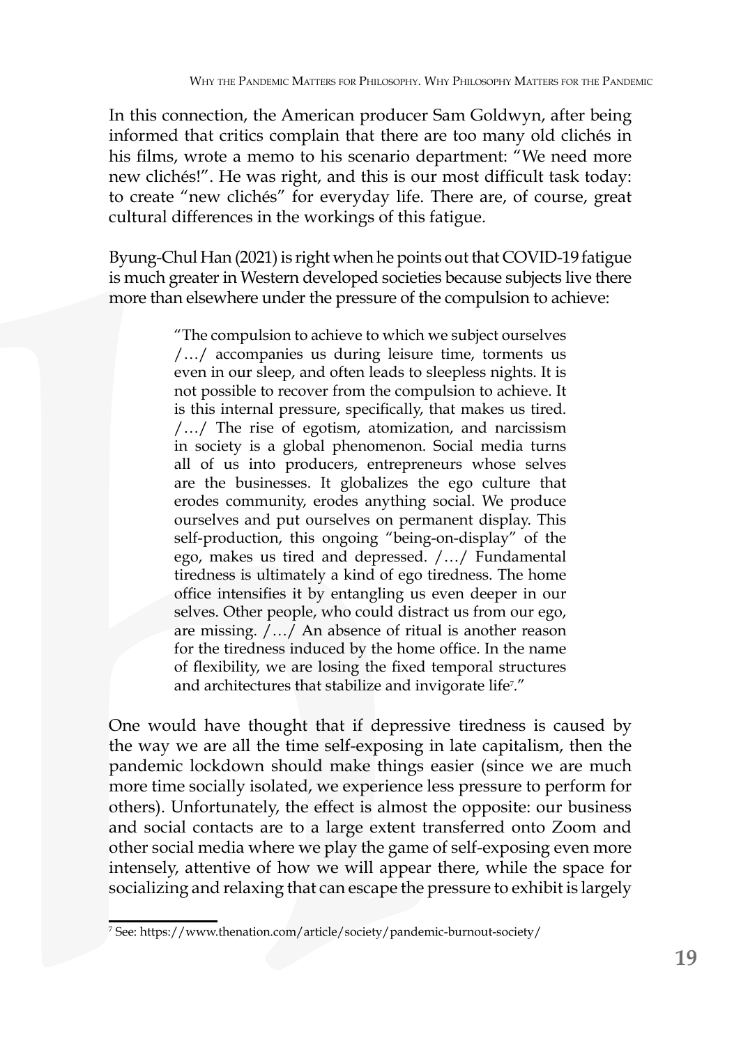In this connection, the American producer Sam Goldwyn, after being informed that critics complain that there are too many old clichés in his films, wrote a memo to his scenario department: "We need more new clichés!". He was right, and this is our most difficult task today: to create "new clichés" for everyday life. There are, of course, great cultural differences in the workings of this fatigue.

Byung-Chul Han (2021) is right when he points out that COVID-19 fatigue is much greater in Western developed societies because subjects live there more than elsewhere under the pressure of the compulsion to achieve:

> "The compulsion to achieve to which we subject ourselves /…/ accompanies us during leisure time, torments us even in our sleep, and often leads to sleepless nights. It is not possible to recover from the compulsion to achieve. It is this internal pressure, specifically, that makes us tired. /…/ The rise of egotism, atomization, and narcissism in society is a global phenomenon. Social media turns all of us into producers, entrepreneurs whose selves are the businesses. It globalizes the ego culture that erodes community, erodes anything social. We produce ourselves and put ourselves on permanent display. This self-production, this ongoing "being-on-display" of the ego, makes us tired and depressed. /…/ Fundamental tiredness is ultimately a kind of ego tiredness. The home office intensifies it by entangling us even deeper in our selves. Other people, who could distract us from our ego, are missing. /…/ An absence of ritual is another reason for the tiredness induced by the home office. In the name of flexibility, we are losing the fixed temporal structures and architectures that stabilize and invigorate life[7]."

One would have thought that if depressive tiredness is caused by the way we are all the time self-exposing in late capitalism, then the pandemic lockdown should make things easier (since we are much more time socially isolated, we experience less pressure to perform for others). Unfortunately, the effect is almost the opposite: our business and social contacts are to a large extent transferred onto Zoom and other social media where we play the game of self-exposing even more intensely, attentive of how we will appear there, while the space for socializing and relaxing that can escape the pressure to exhibit is largely

[7] See: https://www.thenation.com/article/society/pandemic-burnout-society/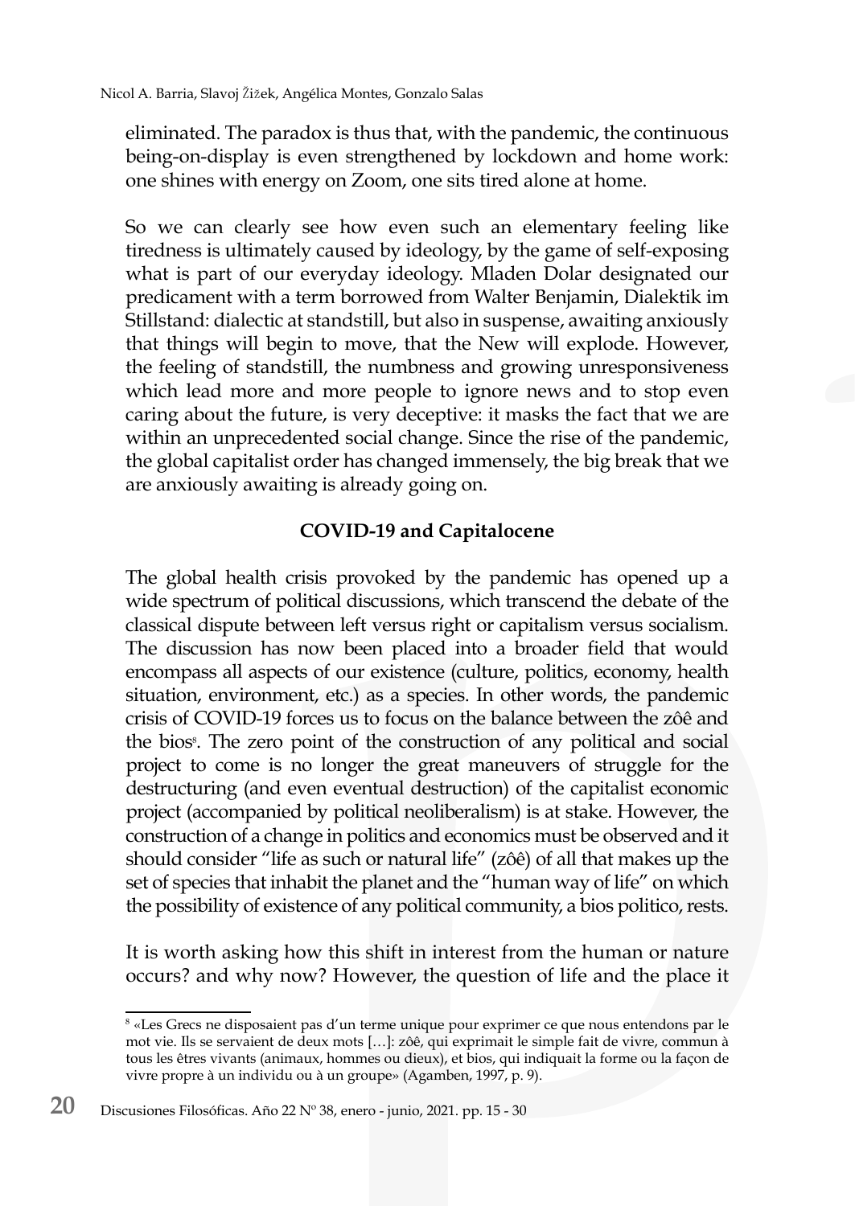eliminated. The paradox is thus that, with the pandemic, the continuous being-on-display is even strengthened by lockdown and home work: one shines with energy on Zoom, one sits tired alone at home.

So we can clearly see how even such an elementary feeling like tiredness is ultimately caused by ideology, by the game of self-exposing what is part of our everyday ideology. Mladen Dolar designated our predicament with a term borrowed from Walter Benjamin, Dialektik im Stillstand: dialectic at standstill, but also in suspense, awaiting anxiously that things will begin to move, that the New will explode. However, the feeling of standstill, the numbness and growing unresponsiveness which lead more and more people to ignore news and to stop even caring about the future, is very deceptive: it masks the fact that we are within an unprecedented social change. Since the rise of the pandemic, the global capitalist order has changed immensely, the big break that we are anxiously awaiting is already going on.

## COVID-19 and Capitalocene

The global health crisis provoked by the pandemic has opened up a wide spectrum of political discussions, which transcend the debate of the classical dispute between left versus right or capitalism versus socialism. The discussion has now been placed into a broader field that would encompass all aspects of our existence (culture, politics, economy, health situation, environment, etc.) as a species. In other words, the pandemic crisis of COVID-19 forces us to focus on the balance between the zôê and the bios[8]. The zero point of the construction of any political and social project to come is no longer the great maneuvers of struggle for the destructuring (and even eventual destruction) of the capitalist economic project (accompanied by political neoliberalism) is at stake. However, the construction of a change in politics and economics must be observed and it should consider "life as such or natural life" (zôê) of all that makes up the set of species that inhabit the planet and the "human way of life" on which the possibility of existence of any political community, a bios politico, rests.

It is worth asking how this shift in interest from the human or nature occurs? and why now? However, the question of life and the place it

---

[8] «Les Grecs ne disposaient pas d'un terme unique pour exprimer ce que nous entendons par le mot vie. Ils se servaient de deux mots […]: zôê, qui exprimait le simple fait de vivre, commun à tous les êtres vivants (animaux, hommes ou dieux), et bios, qui indiquait la forme ou la façon de vivre propre à un individu ou à un groupe» (Agamben, 1997, p. 9).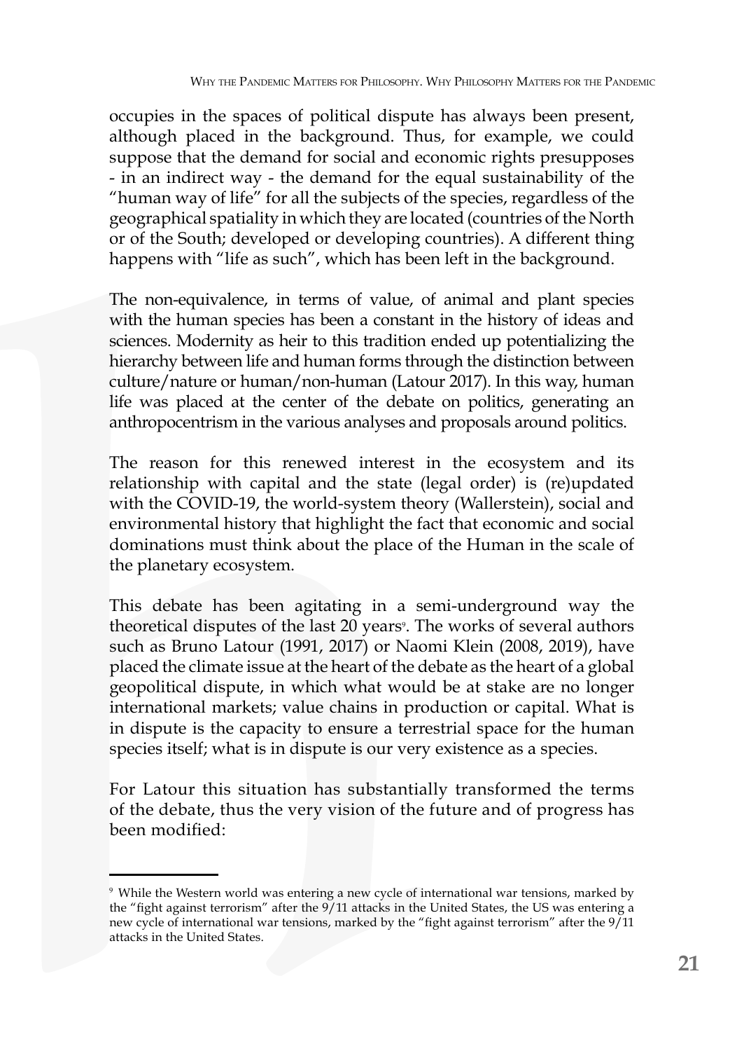occupies in the spaces of political dispute has always been present, although placed in the background. Thus, for example, we could suppose that the demand for social and economic rights presupposes - in an indirect way - the demand for the equal sustainability of the "human way of life" for all the subjects of the species, regardless of the geographical spatiality in which they are located (countries of the North or of the South; developed or developing countries). A different thing happens with "life as such", which has been left in the background.

The non-equivalence, in terms of value, of animal and plant species with the human species has been a constant in the history of ideas and sciences. Modernity as heir to this tradition ended up potentializing the hierarchy between life and human forms through the distinction between culture/nature or human/non-human (Latour 2017). In this way, human life was placed at the center of the debate on politics, generating an anthropocentrism in the various analyses and proposals around politics.

The reason for this renewed interest in the ecosystem and its relationship with capital and the state (legal order) is (re)updated with the COVID-19, the world-system theory (Wallerstein), social and environmental history that highlight the fact that economic and social dominations must think about the place of the Human in the scale of the planetary ecosystem.

This debate has been agitating in a semi-underground way the theoretical disputes of the last 20 years[9]. The works of several authors such as Bruno Latour (1991, 2017) or Naomi Klein (2008, 2019), have placed the climate issue at the heart of the debate as the heart of a global geopolitical dispute, in which what would be at stake are no longer international markets; value chains in production or capital. What is in dispute is the capacity to ensure a terrestrial space for the human species itself; what is in dispute is our very existence as a species.

For Latour this situation has substantially transformed the terms of the debate, thus the very vision of the future and of progress has been modified:

[9] While the Western world was entering a new cycle of international war tensions, marked by the "fight against terrorism" after the 9/11 attacks in the United States, the US was entering a new cycle of international war tensions, marked by the "fight against terrorism" after the 9/11 attacks in the United States.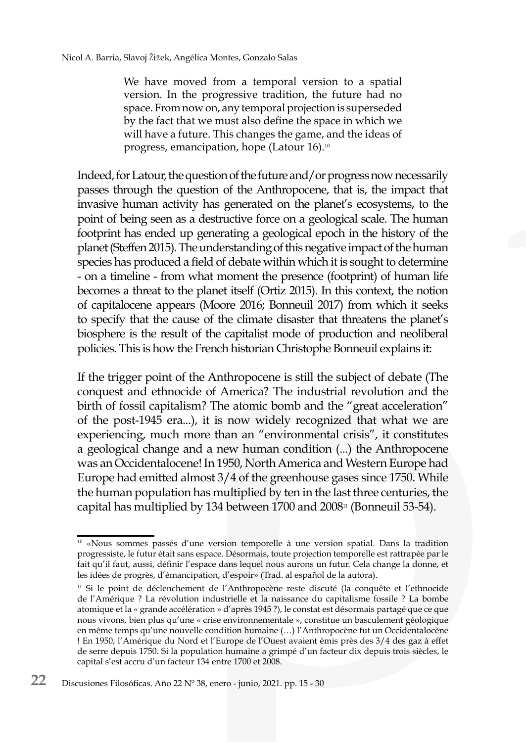> We have moved from a temporal version to a spatial version. In the progressive tradition, the future had no space. From now on, any temporal projection is superseded by the fact that we must also define the space in which we will have a future. This changes the game, and the ideas of progress, emancipation, hope (Latour 16).[10]

Indeed, for Latour, the question of the future and/or progress now necessarily passes through the question of the Anthropocene, that is, the impact that invasive human activity has generated on the planet's ecosystems, to the point of being seen as a destructive force on a geological scale. The human footprint has ended up generating a geological epoch in the history of the planet (Steffen 2015). The understanding of this negative impact of the human species has produced a field of debate within which it is sought to determine - on a timeline - from what moment the presence (footprint) of human life becomes a threat to the planet itself (Ortiz 2015). In this context, the notion of capitalocene appears (Moore 2016; Bonneuil 2017) from which it seeks to specify that the cause of the climate disaster that threatens the planet's biosphere is the result of the capitalist mode of production and neoliberal policies. This is how the French historian Christophe Bonneuil explains it:

If the trigger point of the Anthropocene is still the subject of debate (The conquest and ethnocide of America? The industrial revolution and the birth of fossil capitalism? The atomic bomb and the "great acceleration" of the post-1945 era...), it is now widely recognized that what we are experiencing, much more than an "environmental crisis", it constitutes a geological change and a new human condition (...) the Anthropocene was an Occidentalocene! In 1950, North America and Western Europe had Europe had emitted almost 3/4 of the greenhouse gases since 1750. While the human population has multiplied by ten in the last three centuries, the capital has multiplied by 134 between 1700 and 2008[11] (Bonneuil 53-54).

---

[10] «Nous sommes passés d'une version temporelle à une version spatial. Dans la tradition progressiste, le futur était sans espace. Désormais, toute projection temporelle est rattrapée par le fait qu'il faut, aussi, définir l'espace dans lequel nous aurons un futur. Cela change la donne, et les idées de progrès, d'émancipation, d'espoir» (Trad. al español de la autora).

[11] Si le point de déclenchement de l'Anthropocène reste discuté (la conquête et l'ethnocide de l'Amérique ? La révolution industrielle et la naissance du capitalisme fossile ? La bombe atomique et la « grande accélération » d'après 1945 ?), le constat est désormais partagé que ce que nous vivons, bien plus qu'une « crise environnementale », constitue un basculement géologique en même temps qu'une nouvelle condition humaine (…) l'Anthropocène fut un Occidentalocène ! En 1950, l'Amérique du Nord et l'Europe de l'Ouest avaient émis près des 3/4 des gaz à effet de serre depuis 1750. Si la population humaine a grimpé d'un facteur dix depuis trois siècles, le capital s'est accru d'un facteur 134 entre 1700 et 2008.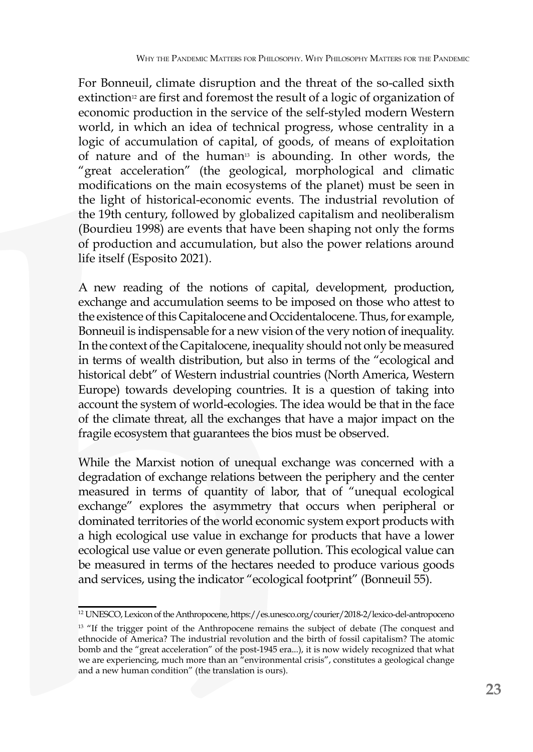For Bonneuil, climate disruption and the threat of the so-called sixth extinction[12] are first and foremost the result of a logic of organization of economic production in the service of the self-styled modern Western world, in which an idea of technical progress, whose centrality in a logic of accumulation of capital, of goods, of means of exploitation of nature and of the human[13] is abounding. In other words, the "great acceleration" (the geological, morphological and climatic modifications on the main ecosystems of the planet) must be seen in the light of historical-economic events. The industrial revolution of the 19th century, followed by globalized capitalism and neoliberalism (Bourdieu 1998) are events that have been shaping not only the forms of production and accumulation, but also the power relations around life itself (Esposito 2021).

A new reading of the notions of capital, development, production, exchange and accumulation seems to be imposed on those who attest to the existence of this Capitalocene and Occidentalocene. Thus, for example, Bonneuil is indispensable for a new vision of the very notion of inequality. In the context of the Capitalocene, inequality should not only be measured in terms of wealth distribution, but also in terms of the "ecological and historical debt" of Western industrial countries (North America, Western Europe) towards developing countries. It is a question of taking into account the system of world-ecologies. The idea would be that in the face of the climate threat, all the exchanges that have a major impact on the fragile ecosystem that guarantees the bios must be observed.

While the Marxist notion of unequal exchange was concerned with a degradation of exchange relations between the periphery and the center measured in terms of quantity of labor, that of "unequal ecological exchange" explores the asymmetry that occurs when peripheral or dominated territories of the world economic system export products with a high ecological use value in exchange for products that have a lower ecological use value or even generate pollution. This ecological value can be measured in terms of the hectares needed to produce various goods and services, using the indicator "ecological footprint" (Bonneuil 55).

---

[12] UNESCO, Lexicon of the Anthropocene, https://es.unesco.org/courier/2018-2/lexico-del-antropoceno

[13] "If the trigger point of the Anthropocene remains the subject of debate (The conquest and ethnocide of America? The industrial revolution and the birth of fossil capitalism? The atomic bomb and the "great acceleration" of the post-1945 era...), it is now widely recognized that what we are experiencing, much more than an "environmental crisis", constitutes a geological change and a new human condition" (the translation is ours).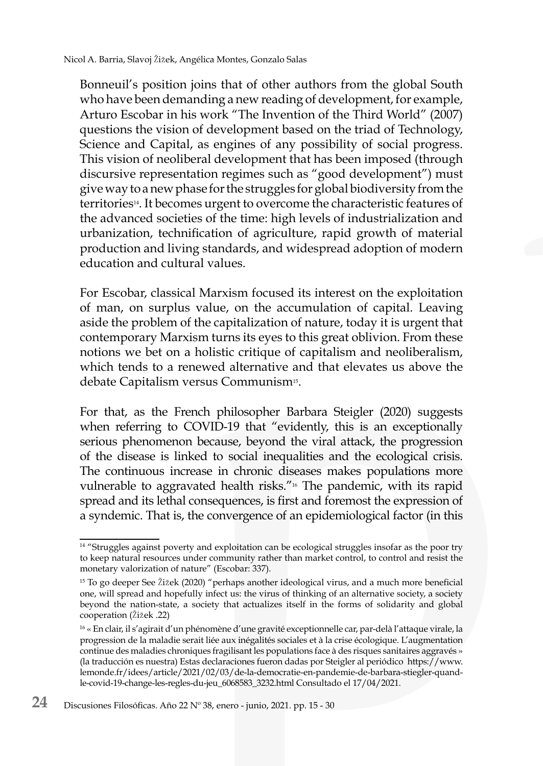Bonneuil's position joins that of other authors from the global South who have been demanding a new reading of development, for example, Arturo Escobar in his work "The Invention of the Third World" (2007) questions the vision of development based on the triad of Technology, Science and Capital, as engines of any possibility of social progress. This vision of neoliberal development that has been imposed (through discursive representation regimes such as "good development") must give way to a new phase for the struggles for global biodiversity from the territories[14]. It becomes urgent to overcome the characteristic features of the advanced societies of the time: high levels of industrialization and urbanization, technification of agriculture, rapid growth of material production and living standards, and widespread adoption of modern education and cultural values.

For Escobar, classical Marxism focused its interest on the exploitation of man, on surplus value, on the accumulation of capital. Leaving aside the problem of the capitalization of nature, today it is urgent that contemporary Marxism turns its eyes to this great oblivion. From these notions we bet on a holistic critique of capitalism and neoliberalism, which tends to a renewed alternative and that elevates us above the debate Capitalism versus Communism[15].

For that, as the French philosopher Barbara Steigler (2020) suggests when referring to COVID-19 that "evidently, this is an exceptionally serious phenomenon because, beyond the viral attack, the progression of the disease is linked to social inequalities and the ecological crisis. The continuous increase in chronic diseases makes populations more vulnerable to aggravated health risks."[16] The pandemic, with its rapid spread and its lethal consequences, is first and foremost the expression of a syndemic. That is, the convergence of an epidemiological factor (in this

---

[14] "Struggles against poverty and exploitation can be ecological struggles insofar as the poor try to keep natural resources under community rather than market control, to control and resist the monetary valorization of nature" (Escobar: 337).

[15] To go deeper See Žižek (2020) "perhaps another ideological virus, and a much more beneficial one, will spread and hopefully infect us: the virus of thinking of an alternative society, a society beyond the nation-state, a society that actualizes itself in the forms of solidarity and global cooperation (Žižek .22)

[16] « En clair, il s'agirait d'un phénomène d'une gravité exceptionnelle car, par-delà l'attaque virale, la progression de la maladie serait liée aux inégalités sociales et à la crise écologique. L'augmentation continue des maladies chroniques fragilisant les populations face à des risques sanitaires aggravés » (la traducción es nuestra) Estas declaraciones fueron dadas por Steigler al periódico https://www.lemonde.fr/idees/article/2021/02/03/de-la-democratie-en-pandemie-de-barbara-stiegler-quand-le-covid-19-change-les-regles-du-jeu_6068583_3232.html Consultado el 17/04/2021.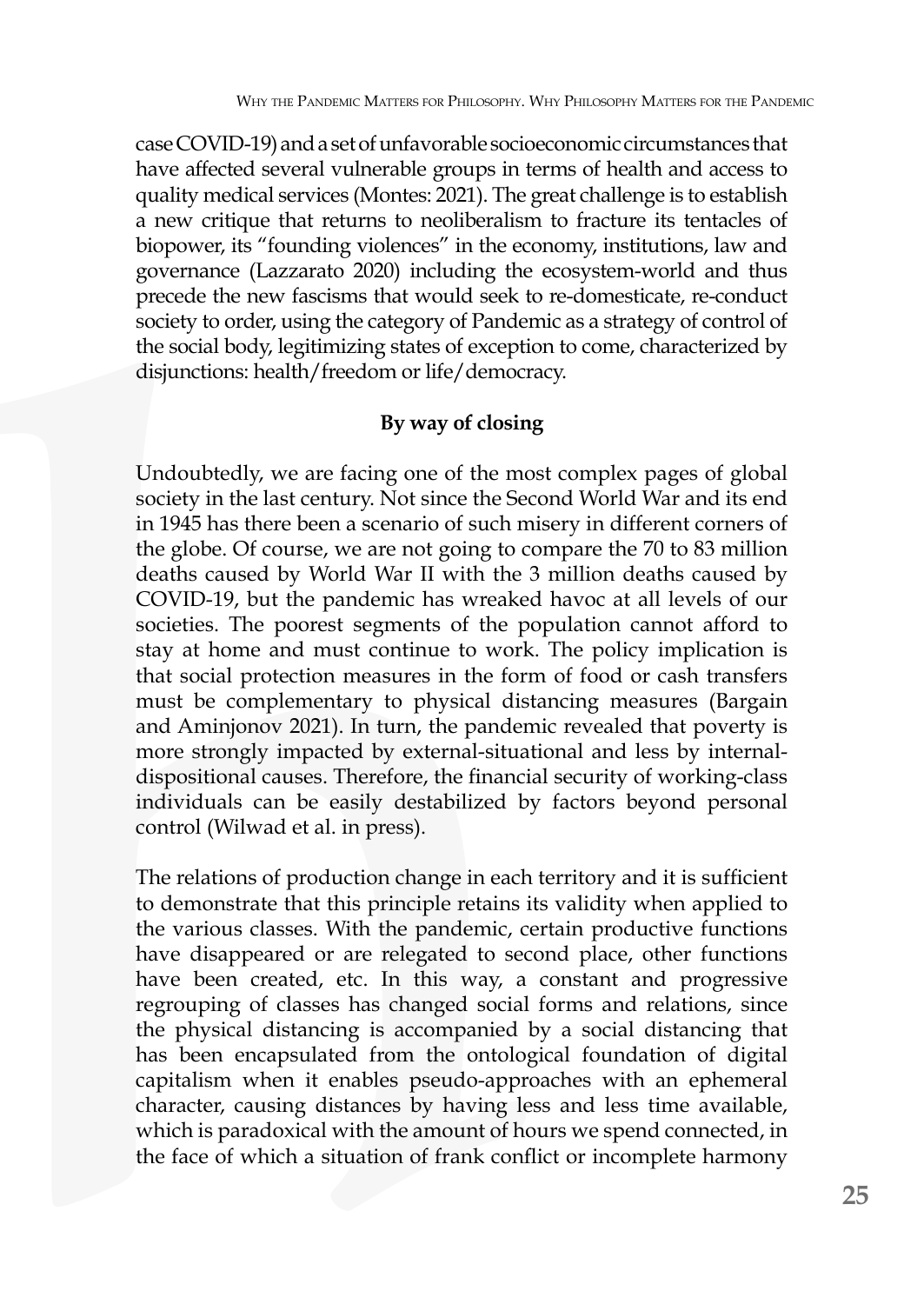case COVID-19) and a set of unfavorable socioeconomic circumstances that have affected several vulnerable groups in terms of health and access to quality medical services (Montes: 2021). The great challenge is to establish a new critique that returns to neoliberalism to fracture its tentacles of biopower, its "founding violences" in the economy, institutions, law and governance (Lazzarato 2020) including the ecosystem-world and thus precede the new fascisms that would seek to re-domesticate, re-conduct society to order, using the category of Pandemic as a strategy of control of the social body, legitimizing states of exception to come, characterized by disjunctions: health/freedom or life/democracy.

## By way of closing

Undoubtedly, we are facing one of the most complex pages of global society in the last century. Not since the Second World War and its end in 1945 has there been a scenario of such misery in different corners of the globe. Of course, we are not going to compare the 70 to 83 million deaths caused by World War II with the 3 million deaths caused by COVID-19, but the pandemic has wreaked havoc at all levels of our societies. The poorest segments of the population cannot afford to stay at home and must continue to work. The policy implication is that social protection measures in the form of food or cash transfers must be complementary to physical distancing measures (Bargain and Aminjonov 2021). In turn, the pandemic revealed that poverty is more strongly impacted by external-situational and less by internal-dispositional causes. Therefore, the financial security of working-class individuals can be easily destabilized by factors beyond personal control (Wilwad et al. in press).

The relations of production change in each territory and it is sufficient to demonstrate that this principle retains its validity when applied to the various classes. With the pandemic, certain productive functions have disappeared or are relegated to second place, other functions have been created, etc. In this way, a constant and progressive regrouping of classes has changed social forms and relations, since the physical distancing is accompanied by a social distancing that has been encapsulated from the ontological foundation of digital capitalism when it enables pseudo-approaches with an ephemeral character, causing distances by having less and less time available, which is paradoxical with the amount of hours we spend connected, in the face of which a situation of frank conflict or incomplete harmony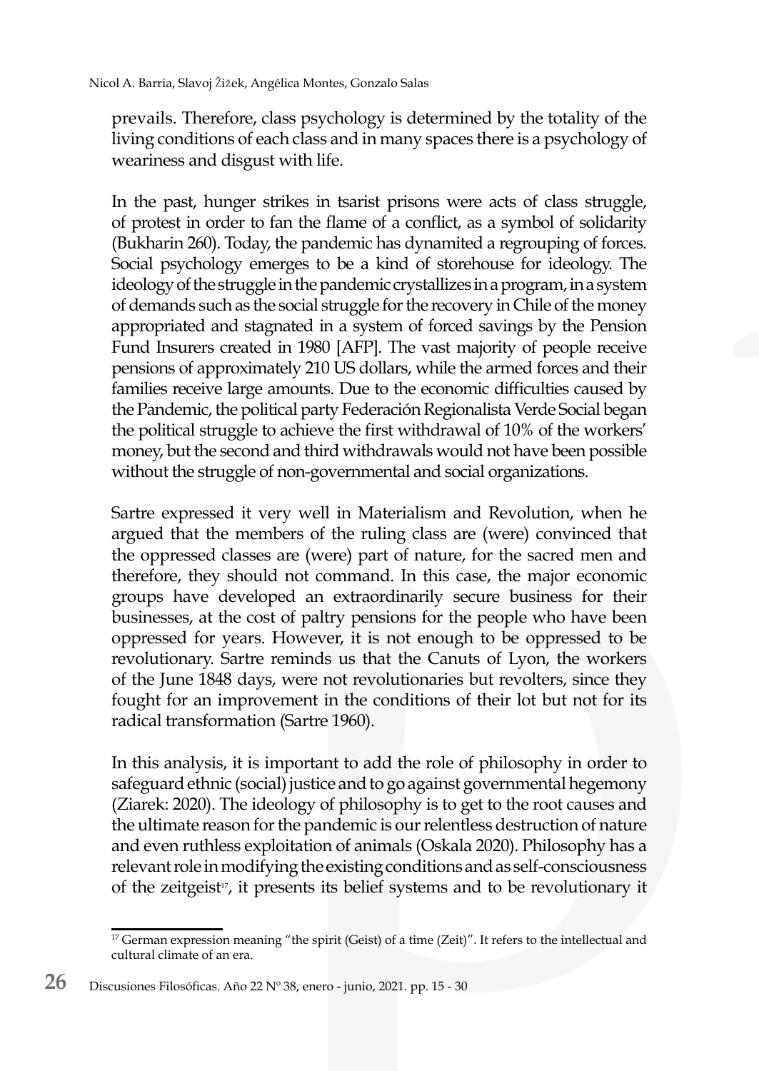prevails. Therefore, class psychology is determined by the totality of the living conditions of each class and in many spaces there is a psychology of weariness and disgust with life.

In the past, hunger strikes in tsarist prisons were acts of class struggle, of protest in order to fan the flame of a conflict, as a symbol of solidarity (Bukharin 260). Today, the pandemic has dynamited a regrouping of forces. Social psychology emerges to be a kind of storehouse for ideology. The ideology of the struggle in the pandemic crystallizes in a program, in a system of demands such as the social struggle for the recovery in Chile of the money appropriated and stagnated in a system of forced savings by the Pension Fund Insurers created in 1980 [AFP]. The vast majority of people receive pensions of approximately 210 US dollars, while the armed forces and their families receive large amounts. Due to the economic difficulties caused by the Pandemic, the political party Federación Regionalista Verde Social began the political struggle to achieve the first withdrawal of 10% of the workers' money, but the second and third withdrawals would not have been possible without the struggle of non-governmental and social organizations.

Sartre expressed it very well in Materialism and Revolution, when he argued that the members of the ruling class are (were) convinced that the oppressed classes are (were) part of nature, for the sacred men and therefore, they should not command. In this case, the major economic groups have developed an extraordinarily secure business for their businesses, at the cost of paltry pensions for the people who have been oppressed for years. However, it is not enough to be oppressed to be revolutionary. Sartre reminds us that the Canuts of Lyon, the workers of the June 1848 days, were not revolutionaries but revolters, since they fought for an improvement in the conditions of their lot but not for its radical transformation (Sartre 1960).

In this analysis, it is important to add the role of philosophy in order to safeguard ethnic (social) justice and to go against governmental hegemony (Ziarek: 2020). The ideology of philosophy is to get to the root causes and the ultimate reason for the pandemic is our relentless destruction of nature and even ruthless exploitation of animals (Oskala 2020). Philosophy has a relevant role in modifying the existing conditions and as self-consciousness of the zeitgeist[17], it presents its belief systems and to be revolutionary it

[17] German expression meaning "the spirit (Geist) of a time (Zeit)". It refers to the intellectual and cultural climate of an era.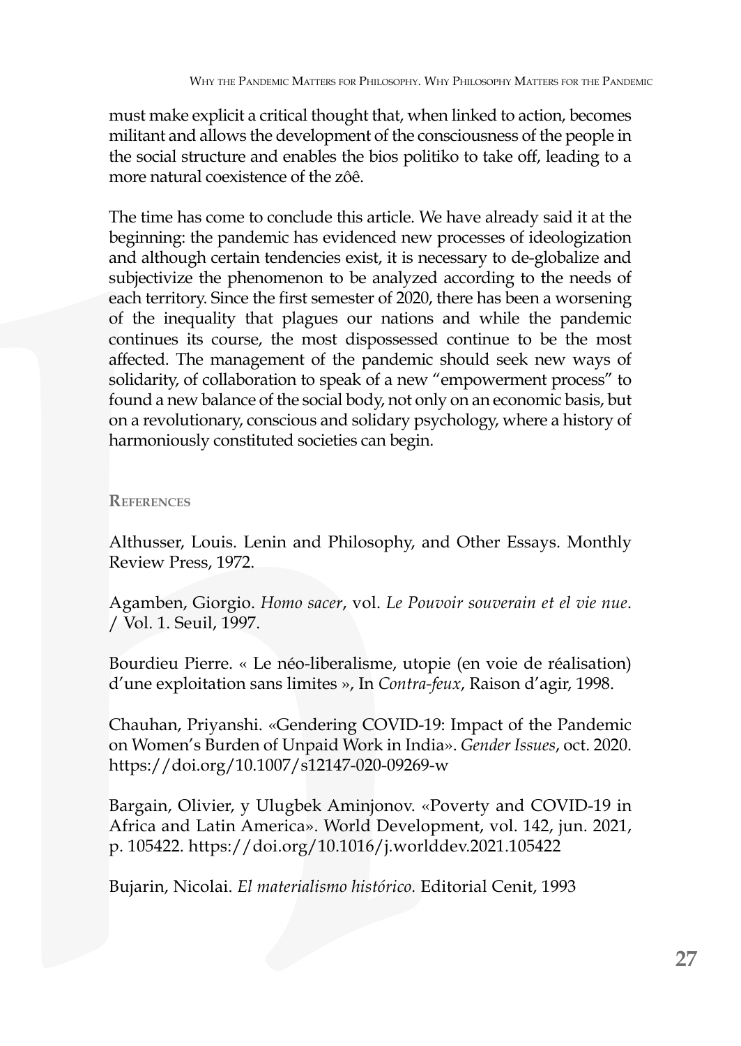must make explicit a critical thought that, when linked to action, becomes militant and allows the development of the consciousness of the people in the social structure and enables the bios politiko to take off, leading to a more natural coexistence of the zôê.

The time has come to conclude this article. We have already said it at the beginning: the pandemic has evidenced new processes of ideologization and although certain tendencies exist, it is necessary to de-globalize and subjectivize the phenomenon to be analyzed according to the needs of each territory. Since the first semester of 2020, there has been a worsening of the inequality that plagues our nations and while the pandemic continues its course, the most dispossessed continue to be the most affected. The management of the pandemic should seek new ways of solidarity, of collaboration to speak of a new "empowerment process" to found a new balance of the social body, not only on an economic basis, but on a revolutionary, conscious and solidary psychology, where a history of harmoniously constituted societies can begin.

## References

Althusser, Louis. Lenin and Philosophy, and Other Essays. Monthly Review Press, 1972.

Agamben, Giorgio. *Homo sacer*, vol. *Le Pouvoir souverain et el vie nue*. / Vol. 1. Seuil, 1997.

Bourdieu Pierre. « Le néo-liberalisme, utopie (en voie de réalisation) d'une exploitation sans limites », In *Contra-feux*, Raison d'agir, 1998.

Chauhan, Priyanshi. «Gendering COVID-19: Impact of the Pandemic on Women's Burden of Unpaid Work in India». *Gender Issues*, oct. 2020. https://doi.org/10.1007/s12147-020-09269-w

Bargain, Olivier, y Ulugbek Aminjonov. «Poverty and COVID-19 in Africa and Latin America». World Development, vol. 142, jun. 2021, p. 105422. https://doi.org/10.1016/j.worlddev.2021.105422

Bujarin, Nicolai. *El materialismo histórico.* Editorial Cenit, 1993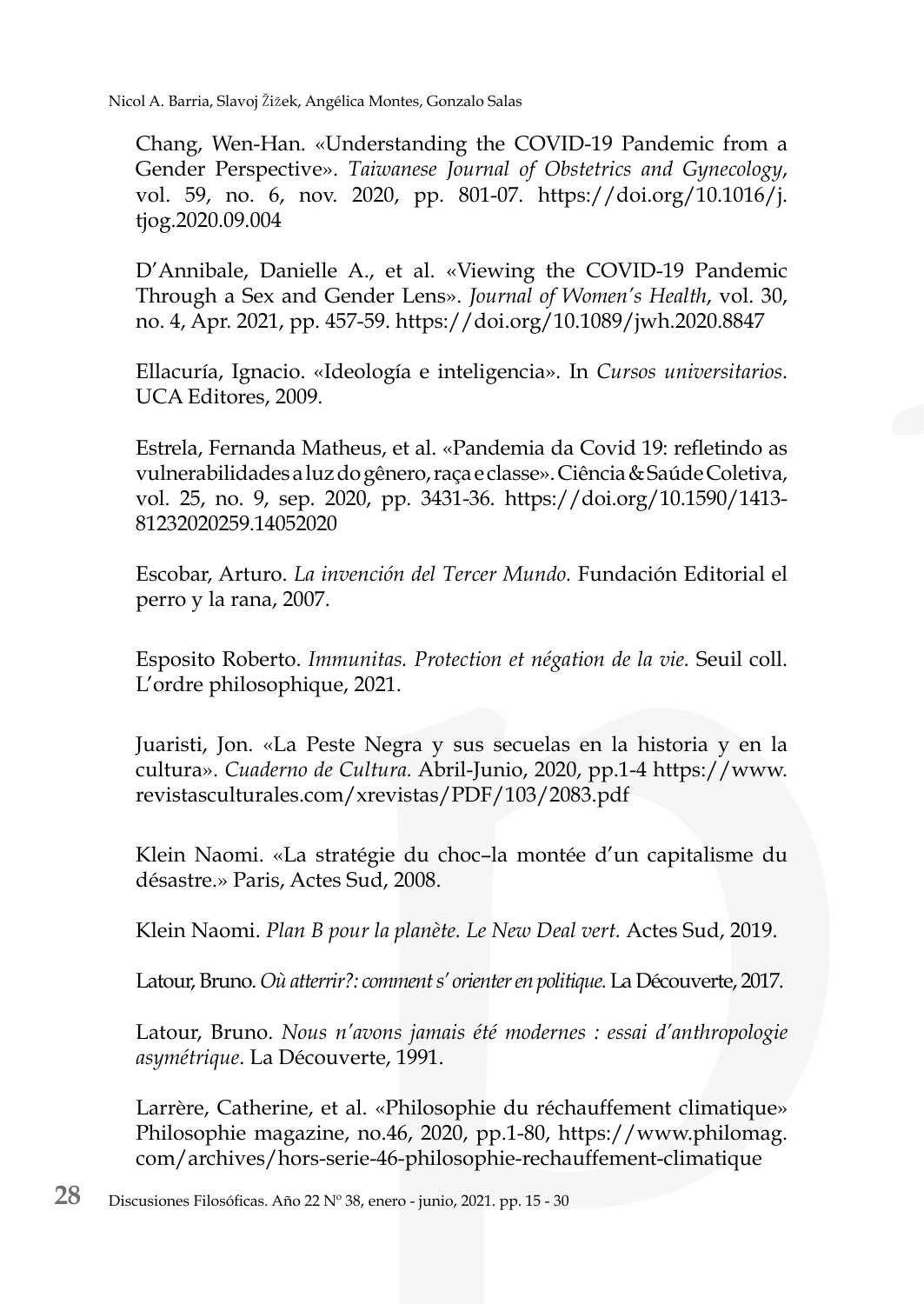Chang, Wen-Han. «Understanding the COVID-19 Pandemic from a Gender Perspective». *Taiwanese Journal of Obstetrics and Gynecology*, vol. 59, no. 6, nov. 2020, pp. 801-07. https://doi.org/10.1016/j.tjog.2020.09.004

D'Annibale, Danielle A., et al. «Viewing the COVID-19 Pandemic Through a Sex and Gender Lens». *Journal of Women's Health*, vol. 30, no. 4, Apr. 2021, pp. 457-59. https://doi.org/10.1089/jwh.2020.8847

Ellacuría, Ignacio. «Ideología e inteligencia». In *Cursos universitarios*. UCA Editores, 2009.

Estrela, Fernanda Matheus, et al. «Pandemia da Covid 19: refletindo as vulnerabilidades a luz do gênero, raça e classe». Ciência & Saúde Coletiva, vol. 25, no. 9, sep. 2020, pp. 3431-36. https://doi.org/10.1590/1413-81232020259.14052020

Escobar, Arturo. *La invención del Tercer Mundo.* Fundación Editorial el perro y la rana, 2007.

Esposito Roberto. *Immunitas. Protection et négation de la vie.* Seuil coll. L'ordre philosophique, 2021.

Juaristi, Jon. «La Peste Negra y sus secuelas en la historia y en la cultura». *Cuaderno de Cultura.* Abril-Junio, 2020, pp.1-4 https://www.revistasculturales.com/xrevistas/PDF/103/2083.pdf

Klein Naomi. «La stratégie du choc–la montée d'un capitalisme du désastre.» Paris, Actes Sud, 2008.

Klein Naomi. *Plan B pour la planète. Le New Deal vert.* Actes Sud, 2019.

Latour, Bruno. *Où atterrir?: comment s' orienter en politique.* La Découverte, 2017.

Latour, Bruno. *Nous n'avons jamais été modernes : essai d'anthropologie asymétrique*. La Découverte, 1991.

Larrère, Catherine, et al. «Philosophie du réchauffement climatique» Philosophie magazine, no.46, 2020, pp.1-80, https://www.philomag.com/archives/hors-serie-46-philosophie-rechauffement-climatique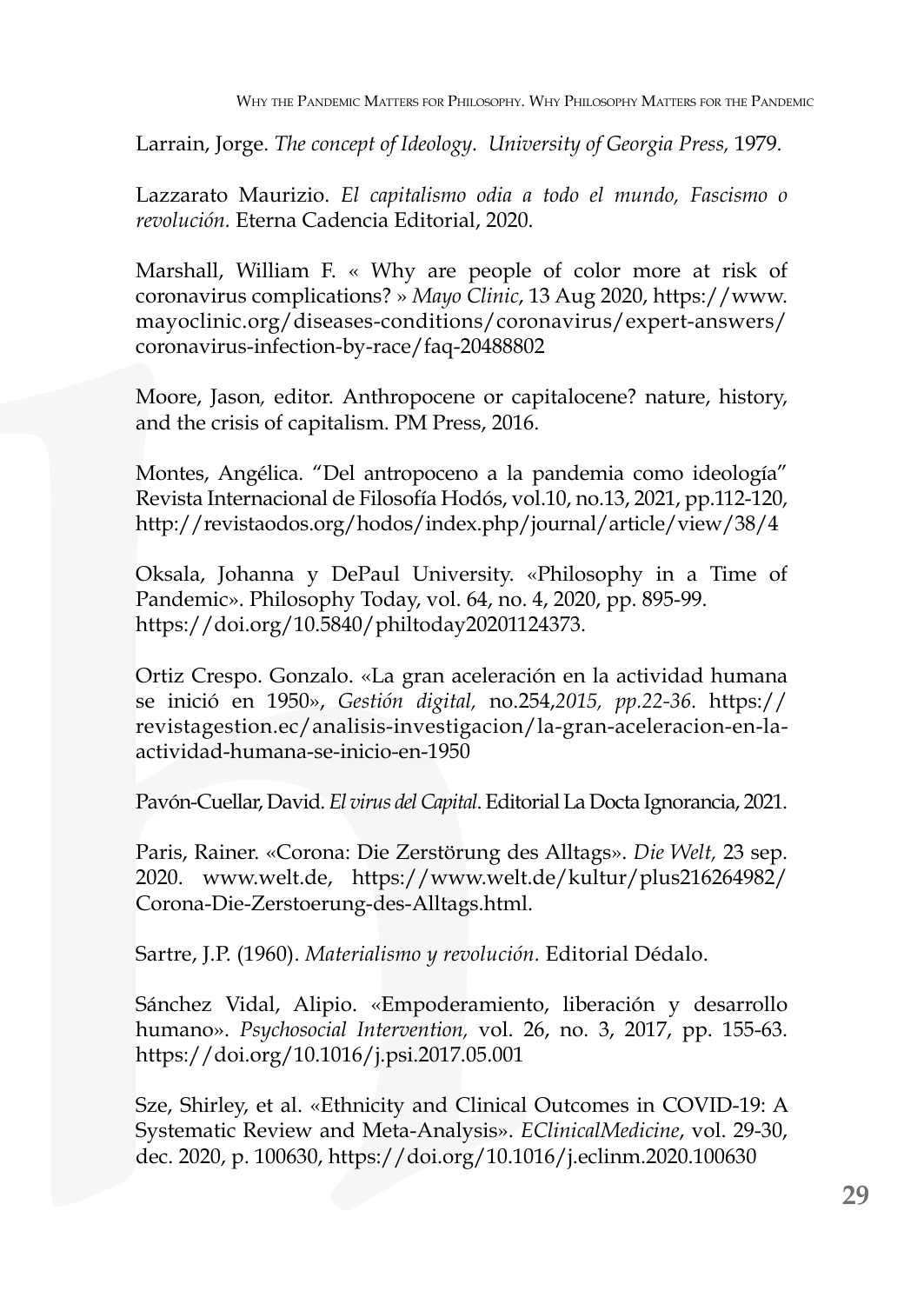Larrain, Jorge. *The concept of Ideology*. *University of Georgia Press,* 1979.

Lazzarato Maurizio. *El capitalismo odia a todo el mundo, Fascismo o revolución.* Eterna Cadencia Editorial, 2020.

Marshall, William F. « Why are people of color more at risk of coronavirus complications? » *Mayo Clinic*, 13 Aug 2020, https://www.mayoclinic.org/diseases-conditions/coronavirus/expert-answers/coronavirus-infection-by-race/faq-20488802

Moore, Jason, editor. Anthropocene or capitalocene? nature, history, and the crisis of capitalism. PM Press, 2016.

Montes, Angélica. "Del antropoceno a la pandemia como ideología" Revista Internacional de Filosofía Hodós, vol.10, no.13, 2021, pp.112-120, http://revistaodos.org/hodos/index.php/journal/article/view/38/4

Oksala, Johanna y DePaul University. «Philosophy in a Time of Pandemic». Philosophy Today, vol. 64, no. 4, 2020, pp. 895-99. https://doi.org/10.5840/philtoday20201124373.

Ortiz Crespo. Gonzalo. «La gran aceleración en la actividad humana se inició en 1950», *Gestión digital,* no.254,*2015, pp.22-36*. https://revistagestion.ec/analisis-investigacion/la-gran-aceleracion-en-la-actividad-humana-se-inicio-en-1950

Pavón-Cuellar, David. *El virus del Capital*. Editorial La Docta Ignorancia, 2021.

Paris, Rainer. «Corona: Die Zerstörung des Alltags». *Die Welt,* 23 sep. 2020. www.welt.de, https://www.welt.de/kultur/plus216264982/Corona-Die-Zerstoerung-des-Alltags.html.

Sartre, J.P. (1960). *Materialismo y revolución.* Editorial Dédalo.

Sánchez Vidal, Alipio. «Empoderamiento, liberación y desarrollo humano». *Psychosocial Intervention,* vol. 26, no. 3, 2017, pp. 155-63. https://doi.org/10.1016/j.psi.2017.05.001

Sze, Shirley, et al. «Ethnicity and Clinical Outcomes in COVID-19: A Systematic Review and Meta-Analysis». *EClinicalMedicine*, vol. 29-30, dec. 2020, p. 100630, https://doi.org/10.1016/j.eclinm.2020.100630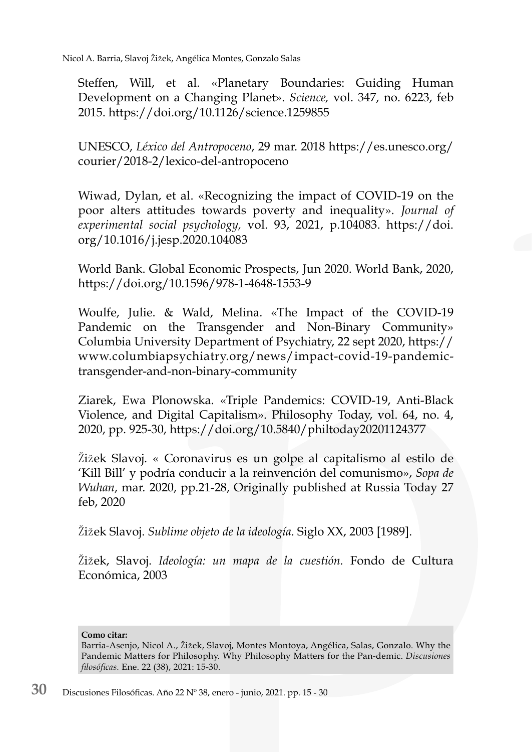Steffen, Will, et al. «Planetary Boundaries: Guiding Human Development on a Changing Planet». *Science,* vol. 347, no. 6223, feb 2015. https://doi.org/10.1126/science.1259855

UNESCO, *Léxico del Antropoceno*, 29 mar. 2018 https://es.unesco.org/courier/2018-2/lexico-del-antropoceno

Wiwad, Dylan, et al. «Recognizing the impact of COVID-19 on the poor alters attitudes towards poverty and inequality». *Journal of experimental social psychology,* vol. 93, 2021, p.104083. https://doi.org/10.1016/j.jesp.2020.104083

World Bank. Global Economic Prospects, Jun 2020. World Bank, 2020, https://doi.org/10.1596/978-1-4648-1553-9

Woulfe, Julie. & Wald, Melina. «The Impact of the COVID-19 Pandemic on the Transgender and Non-Binary Community» Columbia University Department of Psychiatry, 22 sept 2020, https://www.columbiapsychiatry.org/news/impact-covid-19-pandemic-transgender-and-non-binary-community

Ziarek, Ewa Plonowska. «Triple Pandemics: COVID-19, Anti-Black Violence, and Digital Capitalism». Philosophy Today, vol. 64, no. 4, 2020, pp. 925-30, https://doi.org/10.5840/philtoday20201124377

Žižek Slavoj. « Coronavirus es un golpe al capitalismo al estilo de 'Kill Bill' y podría conducir a la reinvención del comunismo», *Sopa de Wuhan*, mar. 2020, pp.21-28, Originally published at Russia Today 27 feb, 2020

Žižek Slavoj. *Sublime objeto de la ideología*. Siglo XX, 2003 [1989].

Žižek, Slavoj. *Ideología: un mapa de la cuestión.* Fondo de Cultura Económica, 2003

**Como citar:**
Barria-Asenjo, Nicol A., Žižek, Slavoj, Montes Montoya, Angélica, Salas, Gonzalo. Why the Pandemic Matters for Philosophy. Why Philosophy Matters for the Pan-demic. *Discusiones filosóficas.* Ene. 22 (38), 2021: 15-30.